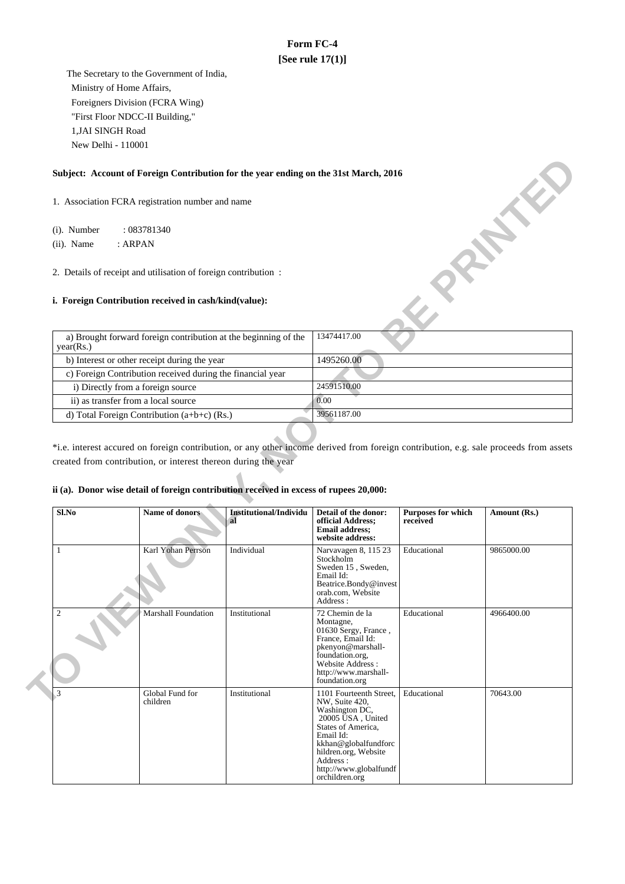# Form FC-4

## [See rule 17(1)]

The Secretary to the Government of India,
Ministry of Home Affairs,
Foreigners Division (FCRA Wing)
"First Floor NDCC-II Building,"
1,JAI SINGH Road
New Delhi - 110001

**Subject: Account of Foreign Contribution for the year ending on the 31st March, 2016**

1. Association FCRA registration number and name

(i). Number : 083781340

(ii). Name : ARPAN

2. Details of receipt and utilisation of foreign contribution :

**i. Foreign Contribution received in cash/kind(value):**

| | |
|---|---|
| a) Brought forward foreign contribution at the beginning of the year(Rs.) | 13474417.00 |
| b) Interest or other receipt during the year | 1495260.00 |
| c) Foreign Contribution received during the financial year | |
| i) Directly from a foreign source | 24591510.00 |
| ii) as transfer from a local source | 0.00 |
| d) Total Foreign Contribution (a+b+c) (Rs.) | 39561187.00 |

*i.e. interest accured on foreign contribution, or any other income derived from foreign contribution, e.g. sale proceeds from assets created from contribution, or interest thereon during the year

**ii (a). Donor wise detail of foreign contribution received in excess of rupees 20,000:**

| Sl.No | Name of donors | Institutional/Individual | Detail of the donor: official Address; Email address; website address: | Purposes for which received | Amount (Rs.) |
|---|---|---|---|---|---|
| 1 | Karl Yohan Perrson | Individual | Narvavagen 8, 115 23 Stockholm Sweden 15 , Sweden, Email Id: Beatrice.Bondy@investorab.com, Website Address : | Educational | 9865000.00 |
| 2 | Marshall Foundation | Institutional | 72 Chemin de la Montagne, 01630 Sergy, France , France, Email Id: pkenyon@marshall-foundation.org, Website Address : http://www.marshall-foundation.org | Educational | 4966400.00 |
| 3 | Global Fund for children | Institutional | 1101 Fourteenth Street, NW, Suite 420, Washington DC, 20005 USA , United States of America, Email Id: kkhan@globalfundforchildren.org, Website Address : http://www.globalfundforchildren.org | Educational | 70643.00 |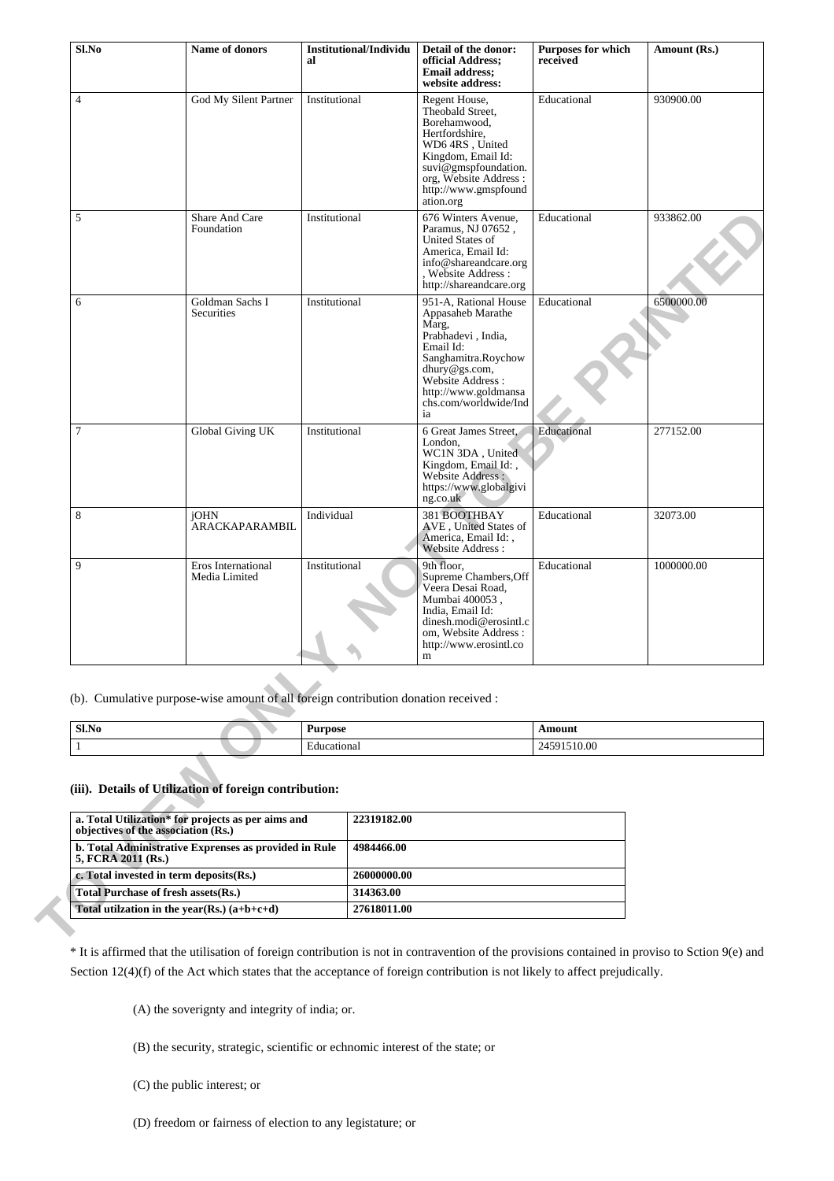| Sl.No | Name of donors | Institutional/Individual | Detail of the donor: official Address; Email address; website address: | Purposes for which received | Amount (Rs.) |
|---|---|---|---|---|---|
| 4 | God My Silent Partner | Institutional | Regent House, Theobald Street, Borehamwood, Hertfordshire, WD6 4RS , United Kingdom, Email Id: suvi@gmspfoundation.org, Website Address : http://www.gmspfoundation.org | Educational | 930900.00 |
| 5 | Share And Care Foundation | Institutional | 676 Winters Avenue, Paramus, NJ 07652 , United States of America, Email Id: info@shareandcare.org , Website Address : http://shareandcare.org | Educational | 933862.00 |
| 6 | Goldman Sachs I Securities | Institutional | 951-A, Rational House Appasaheb Marathe Marg, Prabhadevi , India, Email Id: Sanghamitra.Roychowdhury@gs.com, Website Address : http://www.goldmansachs.com/worldwide/India | Educational | 6500000.00 |
| 7 | Global Giving UK | Institutional | 6 Great James Street, London, WC1N 3DA , United Kingdom, Email Id: , Website Address : https://www.globalgiving.co.uk | Educational | 277152.00 |
| 8 | jOHN ARACKAPARAMBIL | Individual | 381 BOOTHBAY AVE , United States of America, Email Id: , Website Address : | Educational | 32073.00 |
| 9 | Eros International Media Limited | Institutional | 9th floor, Supreme Chambers,Off Veera Desai Road, Mumbai 400053 , India, Email Id: dinesh.modi@erosintl.com, Website Address : http://www.erosintl.com | Educational | 1000000.00 |

(b). Cumulative purpose-wise amount of all foreign contribution donation received :

| Sl.No | Purpose | Amount |
|---|---|---|
| 1 | Educational | 24591510.00 |

### (iii). Details of Utilization of foreign contribution:

| | |
|---|---|
| **a. Total Utilization* for projects as per aims and objectives of the association (Rs.)** | **22319182.00** |
| **b. Total Administrative Exprenses as provided in Rule 5, FCRA 2011 (Rs.)** | **4984466.00** |
| **c. Total invested in term deposits(Rs.)** | **26000000.00** |
| **Total Purchase of fresh assets(Rs.)** | **314363.00** |
| **Total utilzation in the year(Rs.) (a+b+c+d)** | **27618011.00** |

* It is affirmed that the utilisation of foreign contribution is not in contravention of the provisions contained in proviso to Sction 9(e) and Section 12(4)(f) of the Act which states that the acceptance of foreign contribution is not likely to affect prejudically.

(A) the soverignty and integrity of india; or.

(B) the security, strategic, scientific or echnomic interest of the state; or

(C) the public interest; or

(D) freedom or fairness of election to any legistature; or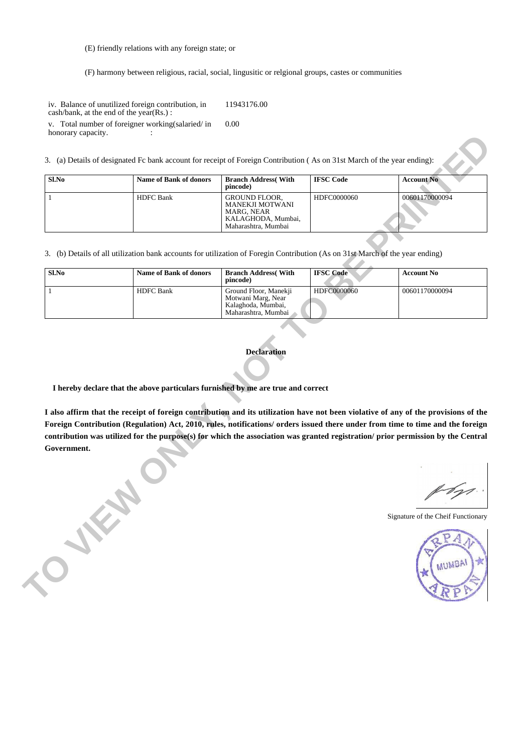(E) friendly relations with any foreign state; or

(F) harmony between religious, racial, social, lingusitic or relgional groups, castes or communities

iv. Balance of unutilized foreign contribution, in cash/bank, at the end of the year(Rs.) : 11943176.00

v. Total number of foreigner working(salaried/ in honorary capacity. : 0.00

3. (a) Details of designated Fc bank account for receipt of Foreign Contribution ( As on 31st March of the year ending):

| Sl.No | Name of Bank of donors | Branch Address( With pincode) | IFSC Code | Account No |
|---|---|---|---|---|
| 1 | HDFC Bank | GROUND FLOOR, MANEKJI MOTWANI MARG, NEAR KALAGHODA, Mumbai, Maharashtra, Mumbai | HDFC0000060 | 00601170000094 |

3. (b) Details of all utilization bank accounts for utilization of Foregin Contribution (As on 31st March of the year ending)

| Sl.No | Name of Bank of donors | Branch Address( With pincode) | IFSC Code | Account No |
|---|---|---|---|---|
| 1 | HDFC Bank | Ground Floor, Manekji Motwani Marg, Near Kalaghoda, Mumbai, Maharashtra, Mumbai | HDFC0000060 | 00601170000094 |

**Declaration**

**I hereby declare that the above particulars furnished by me are true and correct**

**I also affirm that the receipt of foreign contribution and its utilization have not been violative of any of the provisions of the Foreign Contribution (Regulation) Act, 2010, rules, notifications/ orders issued there under from time to time and the foreign contribution was utilized for the purpose(s) for which the association was granted registration/ prior permission by the Central Government.**

Signature of the Cheif Functionary

ARPAN MUMBAI ARPAN

TO VIEW ONLY, NOT TO BE PRINTED